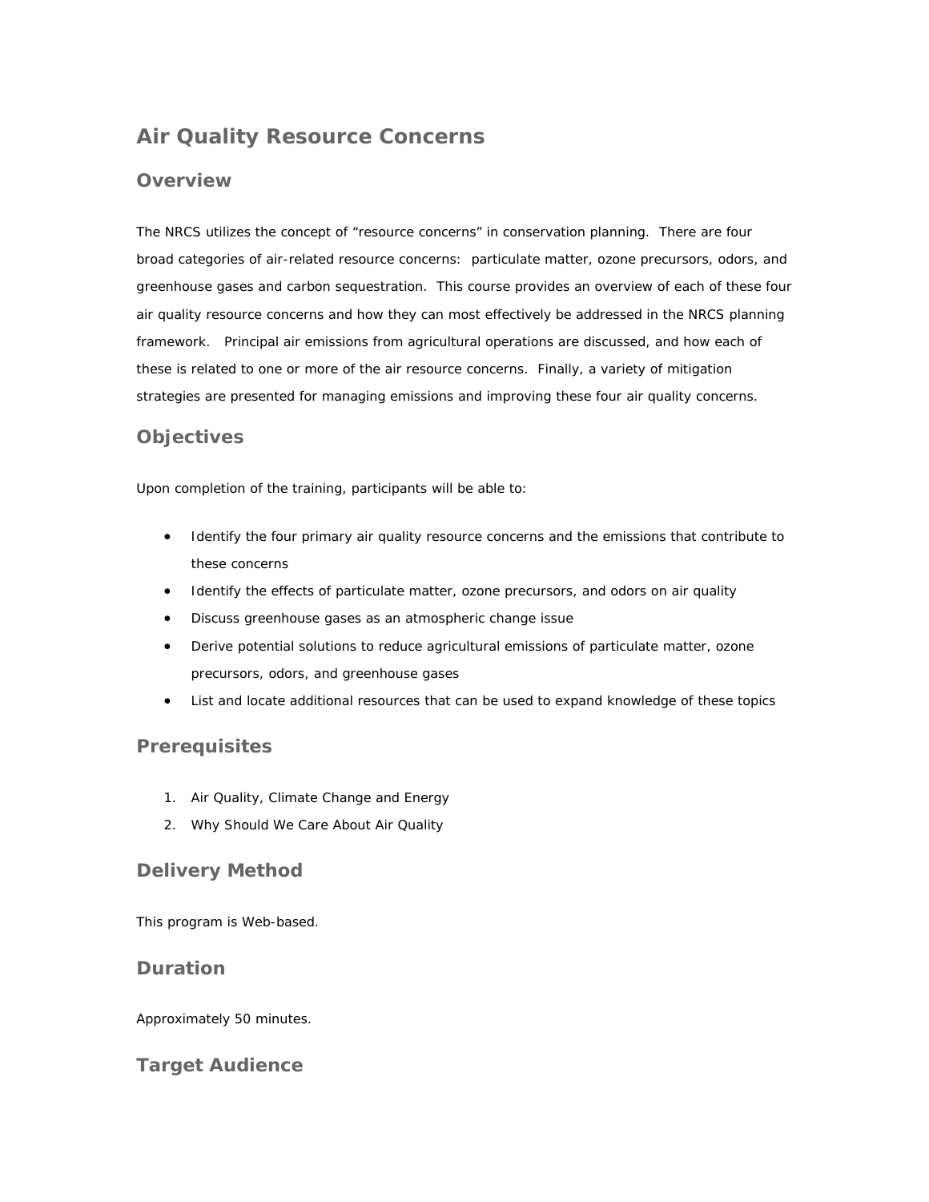# Air Quality Resource Concerns

## Overview

The NRCS utilizes the concept of "resource concerns" in conservation planning. There are four broad categories of air-related resource concerns: particulate matter, ozone precursors, odors, and greenhouse gases and carbon sequestration. This course provides an overview of each of these four air quality resource concerns and how they can most effectively be addressed in the NRCS planning framework. Principal air emissions from agricultural operations are discussed, and how each of these is related to one or more of the air resource concerns. Finally, a variety of mitigation strategies are presented for managing emissions and improving these four air quality concerns.

## Objectives

Upon completion of the training, participants will be able to:

- Identify the four primary air quality resource concerns and the emissions that contribute to these concerns
- Identify the effects of particulate matter, ozone precursors, and odors on air quality
- Discuss greenhouse gases as an atmospheric change issue
- Derive potential solutions to reduce agricultural emissions of particulate matter, ozone precursors, odors, and greenhouse gases
- List and locate additional resources that can be used to expand knowledge of these topics

## Prerequisites

1. Air Quality, Climate Change and Energy
2. Why Should We Care About Air Quality

## Delivery Method

This program is Web-based.

## Duration

Approximately 50 minutes.

## Target Audience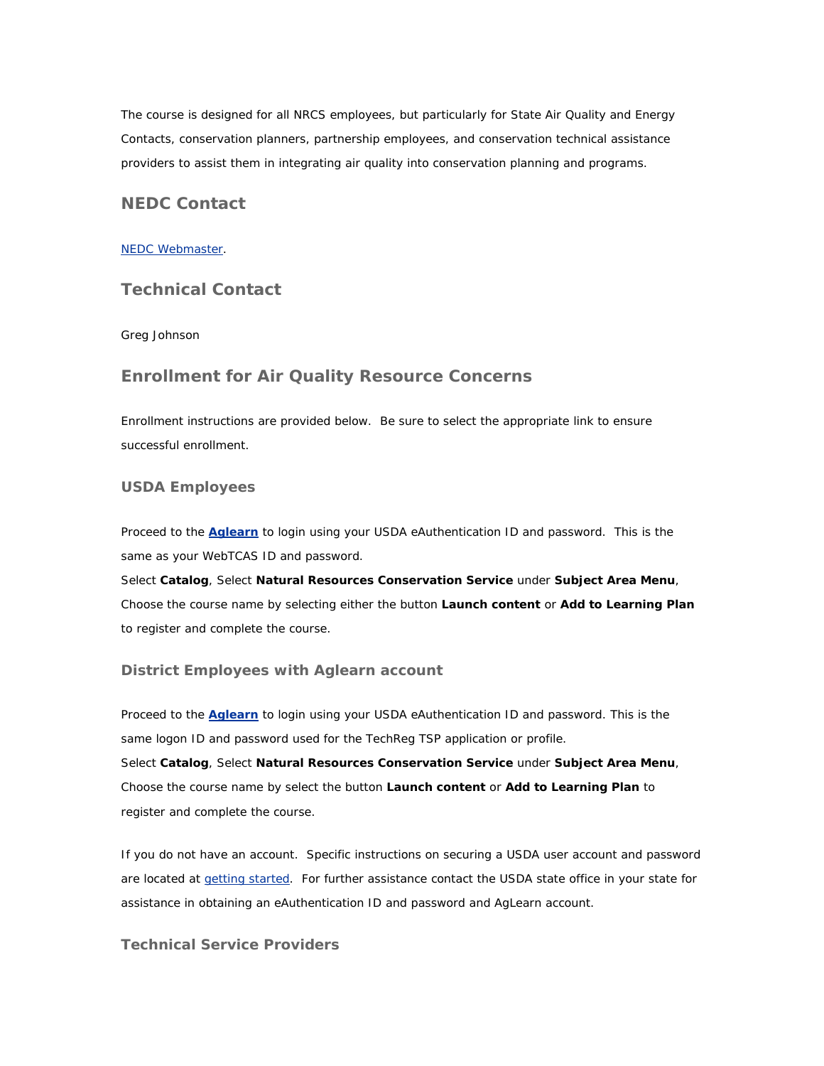The course is designed for all NRCS employees, but particularly for State Air Quality and Energy Contacts, conservation planners, partnership employees, and conservation technical assistance providers to assist them in integrating air quality into conservation planning and programs.

## NEDC Contact

NEDC Webmaster.

## Technical Contact

Greg Johnson

## Enrollment for Air Quality Resource Concerns

Enrollment instructions are provided below. Be sure to select the appropriate link to ensure successful enrollment.

### USDA Employees

Proceed to the **Aglearn** to login using your USDA eAuthentication ID and password. This is the same as your WebTCAS ID and password.
Select **Catalog**, Select **Natural Resources Conservation Service** under **Subject Area Menu**, Choose the course name by selecting either the button **Launch content** or **Add to Learning Plan** to register and complete the course.

### District Employees with Aglearn account

Proceed to the **Aglearn** to login using your USDA eAuthentication ID and password. This is the same logon ID and password used for the TechReg TSP application or profile.
Select **Catalog**, Select **Natural Resources Conservation Service** under **Subject Area Menu**, Choose the course name by select the button **Launch content** or **Add to Learning Plan** to register and complete the course.

If you do not have an account. Specific instructions on securing a USDA user account and password are located at getting started. For further assistance contact the USDA state office in your state for assistance in obtaining an eAuthentication ID and password and AgLearn account.

### Technical Service Providers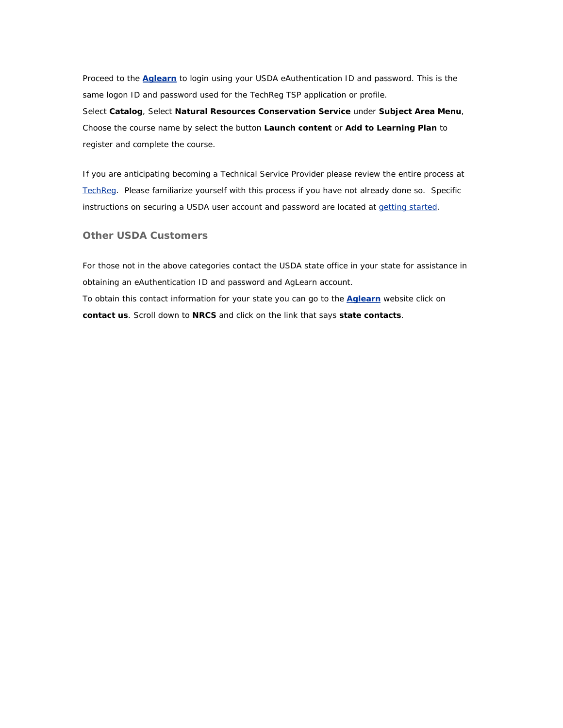Proceed to the **Aglearn** to login using your USDA eAuthentication ID and password. This is the same logon ID and password used for the TechReg TSP application or profile.
Select **Catalog**, Select **Natural Resources Conservation Service** under **Subject Area Menu**, Choose the course name by select the button **Launch content** or **Add to Learning Plan** to register and complete the course.

If you are anticipating becoming a Technical Service Provider please review the entire process at TechReg. Please familiarize yourself with this process if you have not already done so. Specific instructions on securing a USDA user account and password are located at getting started.

## Other USDA Customers

For those not in the above categories contact the USDA state office in your state for assistance in obtaining an eAuthentication ID and password and AgLearn account.
To obtain this contact information for your state you can go to the **Aglearn** website click on **contact us**. Scroll down to **NRCS** and click on the link that says **state contacts**.